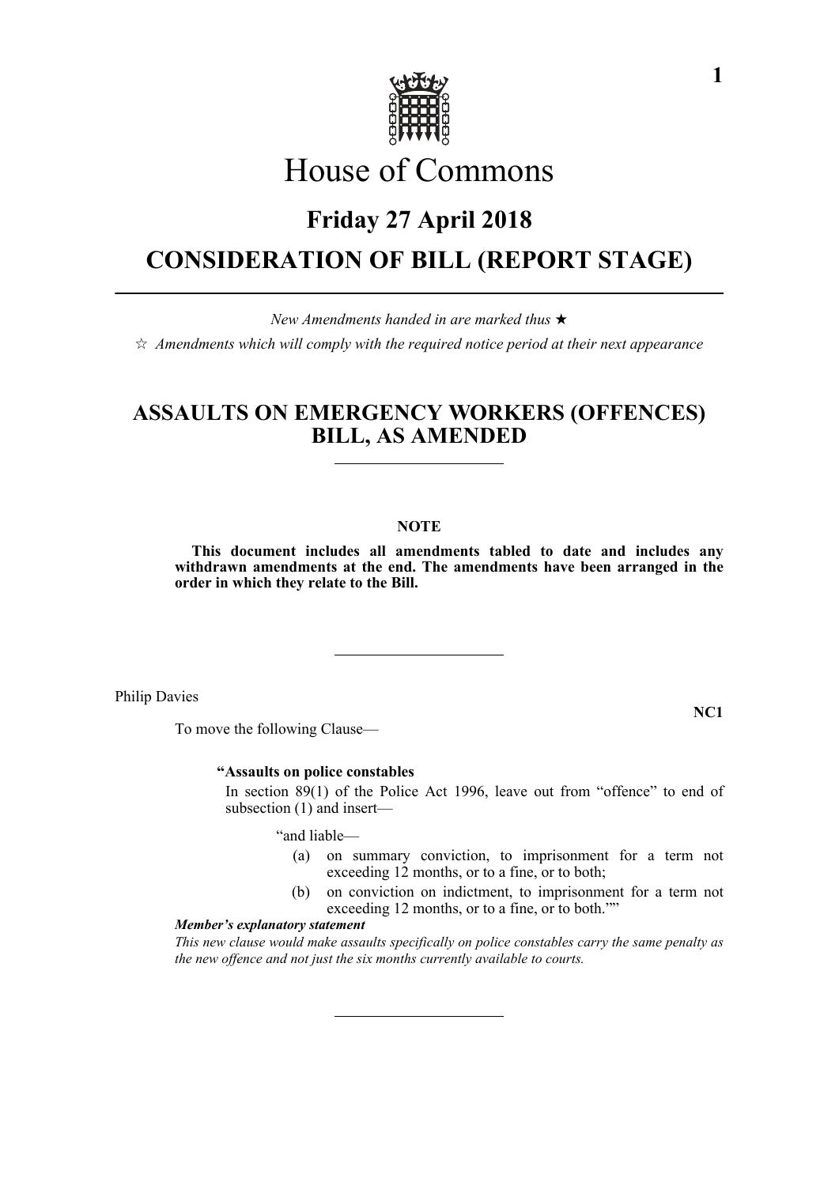# House of Commons

## Friday 27 April 2018

## CONSIDERATION OF BILL (REPORT STAGE)

*New Amendments handed in are marked thus ★*

☆ *Amendments which will comply with the required notice period at their next appearance*

## ASSAULTS ON EMERGENCY WORKERS (OFFENCES) BILL, AS AMENDED

**NOTE**

**This document includes all amendments tabled to date and includes any withdrawn amendments at the end. The amendments have been arranged in the order in which they relate to the Bill.**

Philip Davies

**NC1**

To move the following Clause—

**"Assaults on police constables**

In section 89(1) of the Police Act 1996, leave out from "offence" to end of subsection (1) and insert—

"and liable—

(a) on summary conviction, to imprisonment for a term not exceeding 12 months, or to a fine, or to both;

(b) on conviction on indictment, to imprisonment for a term not exceeding 12 months, or to a fine, or to both.""

***Member's explanatory statement***

*This new clause would make assaults specifically on police constables carry the same penalty as the new offence and not just the six months currently available to courts.*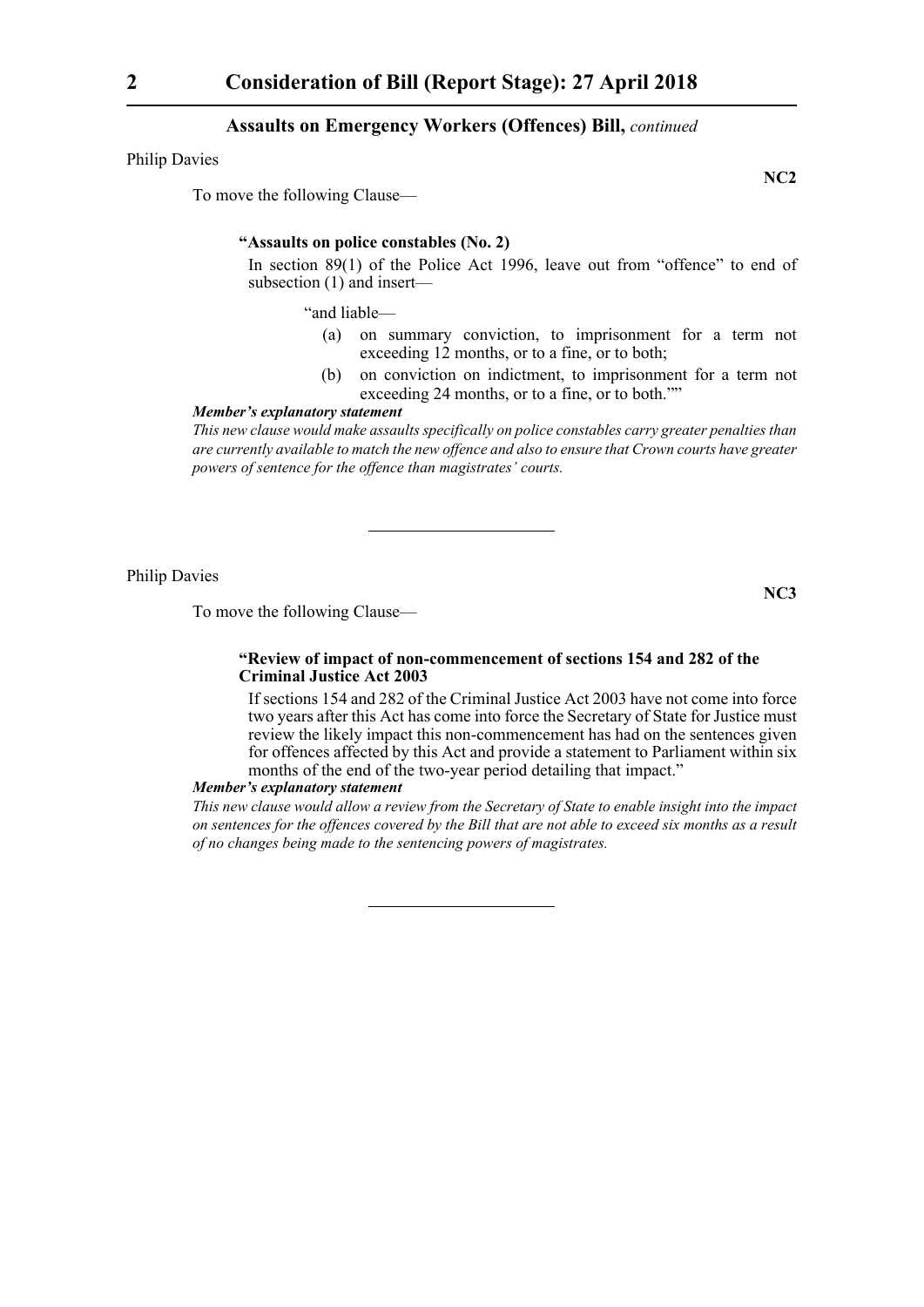Philip Davies

**NC2**

To move the following Clause—

**"Assaults on police constables (No. 2)**

In section 89(1) of the Police Act 1996, leave out from "offence" to end of subsection (1) and insert—

"and liable—

(a) on summary conviction, to imprisonment for a term not exceeding 12 months, or to a fine, or to both;

(b) on conviction on indictment, to imprisonment for a term not exceeding 24 months, or to a fine, or to both.""

***Member's explanatory statement***

*This new clause would make assaults specifically on police constables carry greater penalties than are currently available to match the new offence and also to ensure that Crown courts have greater powers of sentence for the offence than magistrates' courts.*

---

Philip Davies

**NC3**

To move the following Clause—

**"Review of impact of non-commencement of sections 154 and 282 of the Criminal Justice Act 2003**

If sections 154 and 282 of the Criminal Justice Act 2003 have not come into force two years after this Act has come into force the Secretary of State for Justice must review the likely impact this non-commencement has had on the sentences given for offences affected by this Act and provide a statement to Parliament within six months of the end of the two-year period detailing that impact."

***Member's explanatory statement***

*This new clause would allow a review from the Secretary of State to enable insight into the impact on sentences for the offences covered by the Bill that are not able to exceed six months as a result of no changes being made to the sentencing powers of magistrates.*

---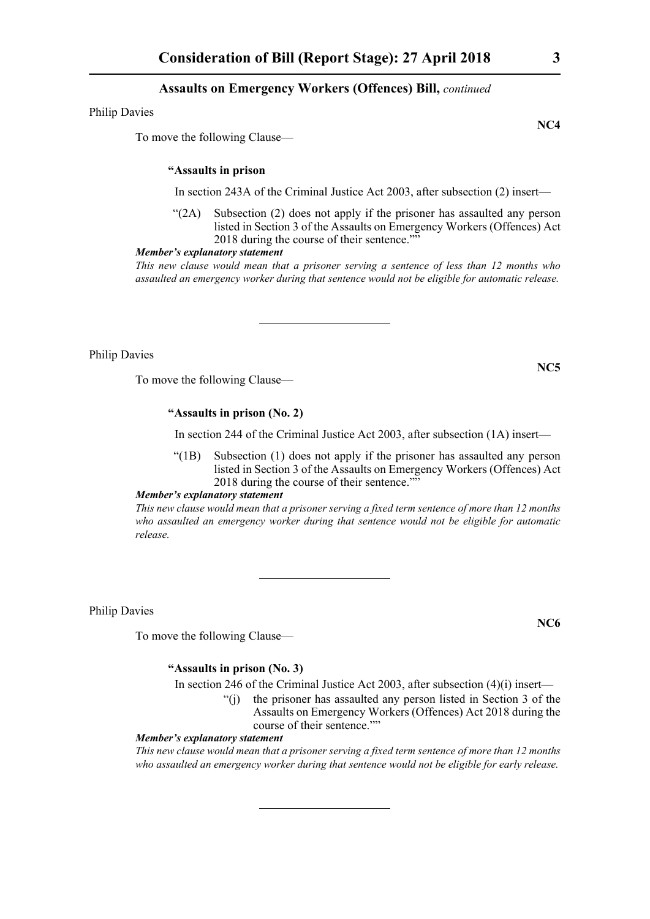**Assaults on Emergency Workers (Offences) Bill,** *continued*

Philip Davies

**NC4**

To move the following Clause—

**"Assaults in prison**

In section 243A of the Criminal Justice Act 2003, after subsection (2) insert—

"(2A) Subsection (2) does not apply if the prisoner has assaulted any person listed in Section 3 of the Assaults on Emergency Workers (Offences) Act 2018 during the course of their sentence.""

***Member's explanatory statement***

*This new clause would mean that a prisoner serving a sentence of less than 12 months who assaulted an emergency worker during that sentence would not be eligible for automatic release.*

---

Philip Davies

**NC5**

To move the following Clause—

**"Assaults in prison (No. 2)**

In section 244 of the Criminal Justice Act 2003, after subsection (1A) insert—

"(1B) Subsection (1) does not apply if the prisoner has assaulted any person listed in Section 3 of the Assaults on Emergency Workers (Offences) Act 2018 during the course of their sentence.""

***Member's explanatory statement***

*This new clause would mean that a prisoner serving a fixed term sentence of more than 12 months who assaulted an emergency worker during that sentence would not be eligible for automatic release.*

---

Philip Davies

**NC6**

To move the following Clause—

**"Assaults in prison (No. 3)**

In section 246 of the Criminal Justice Act 2003, after subsection (4)(i) insert—

"(j) the prisoner has assaulted any person listed in Section 3 of the Assaults on Emergency Workers (Offences) Act 2018 during the course of their sentence.""

***Member's explanatory statement***

*This new clause would mean that a prisoner serving a fixed term sentence of more than 12 months who assaulted an emergency worker during that sentence would not be eligible for early release.*

---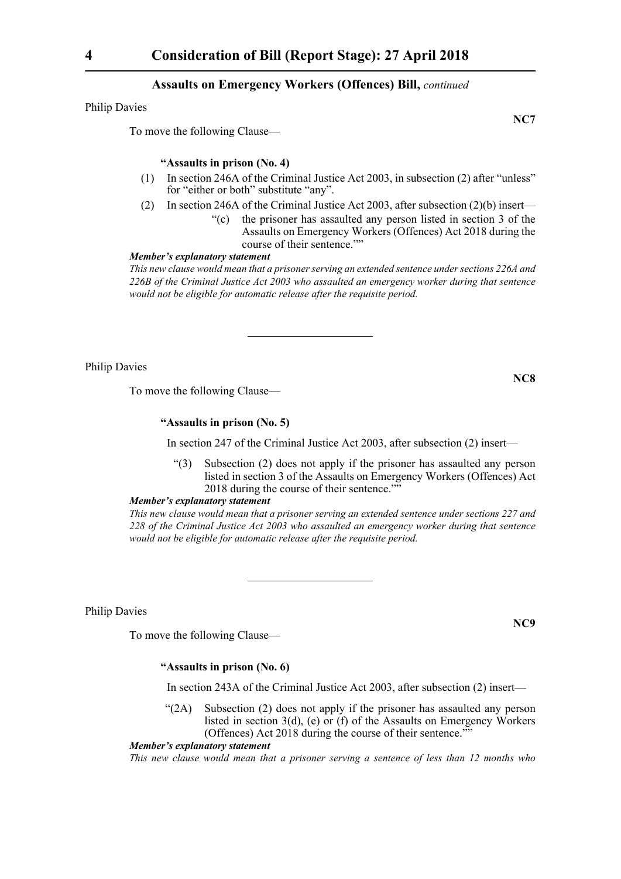**Assaults on Emergency Workers (Offences) Bill,** *continued*

Philip Davies

**NC7**

To move the following Clause—

**"Assaults in prison (No. 4)**

(1) In section 246A of the Criminal Justice Act 2003, in subsection (2) after "unless" for "either or both" substitute "any".

(2) In section 246A of the Criminal Justice Act 2003, after subsection (2)(b) insert—

"(c) the prisoner has assaulted any person listed in section 3 of the Assaults on Emergency Workers (Offences) Act 2018 during the course of their sentence.""

***Member's explanatory statement***

*This new clause would mean that a prisoner serving an extended sentence under sections 226A and 226B of the Criminal Justice Act 2003 who assaulted an emergency worker during that sentence would not be eligible for automatic release after the requisite period.*

---

Philip Davies

**NC8**

To move the following Clause—

**"Assaults in prison (No. 5)**

In section 247 of the Criminal Justice Act 2003, after subsection (2) insert—

"(3) Subsection (2) does not apply if the prisoner has assaulted any person listed in section 3 of the Assaults on Emergency Workers (Offences) Act 2018 during the course of their sentence.""

***Member's explanatory statement***

*This new clause would mean that a prisoner serving an extended sentence under sections 227 and 228 of the Criminal Justice Act 2003 who assaulted an emergency worker during that sentence would not be eligible for automatic release after the requisite period.*

---

Philip Davies

**NC9**

To move the following Clause—

**"Assaults in prison (No. 6)**

In section 243A of the Criminal Justice Act 2003, after subsection (2) insert—

"(2A) Subsection (2) does not apply if the prisoner has assaulted any person listed in section 3(d), (e) or (f) of the Assaults on Emergency Workers (Offences) Act 2018 during the course of their sentence.""

***Member's explanatory statement***

*This new clause would mean that a prisoner serving a sentence of less than 12 months who*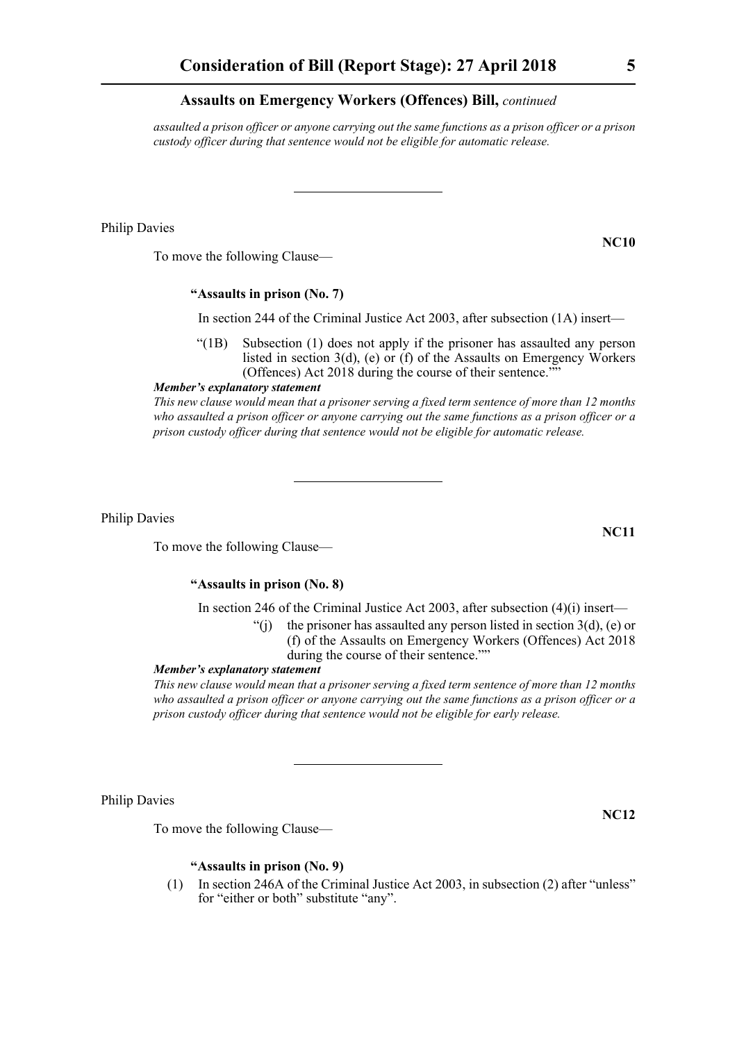*assaulted a prison officer or anyone carrying out the same functions as a prison officer or a prison custody officer during that sentence would not be eligible for automatic release.*

---

Philip Davies

**NC10**

To move the following Clause—

**"Assaults in prison (No. 7)**

In section 244 of the Criminal Justice Act 2003, after subsection (1A) insert—

"(1B) Subsection (1) does not apply if the prisoner has assaulted any person listed in section 3(d), (e) or (f) of the Assaults on Emergency Workers (Offences) Act 2018 during the course of their sentence.""

***Member's explanatory statement***

*This new clause would mean that a prisoner serving a fixed term sentence of more than 12 months who assaulted a prison officer or anyone carrying out the same functions as a prison officer or a prison custody officer during that sentence would not be eligible for automatic release.*

---

Philip Davies

**NC11**

To move the following Clause—

**"Assaults in prison (No. 8)**

In section 246 of the Criminal Justice Act 2003, after subsection (4)(i) insert—

"(j) the prisoner has assaulted any person listed in section 3(d), (e) or (f) of the Assaults on Emergency Workers (Offences) Act 2018 during the course of their sentence.""

***Member's explanatory statement***

*This new clause would mean that a prisoner serving a fixed term sentence of more than 12 months who assaulted a prison officer or anyone carrying out the same functions as a prison officer or a prison custody officer during that sentence would not be eligible for early release.*

---

Philip Davies

**NC12**

To move the following Clause—

**"Assaults in prison (No. 9)**

(1) In section 246A of the Criminal Justice Act 2003, in subsection (2) after "unless" for "either or both" substitute "any".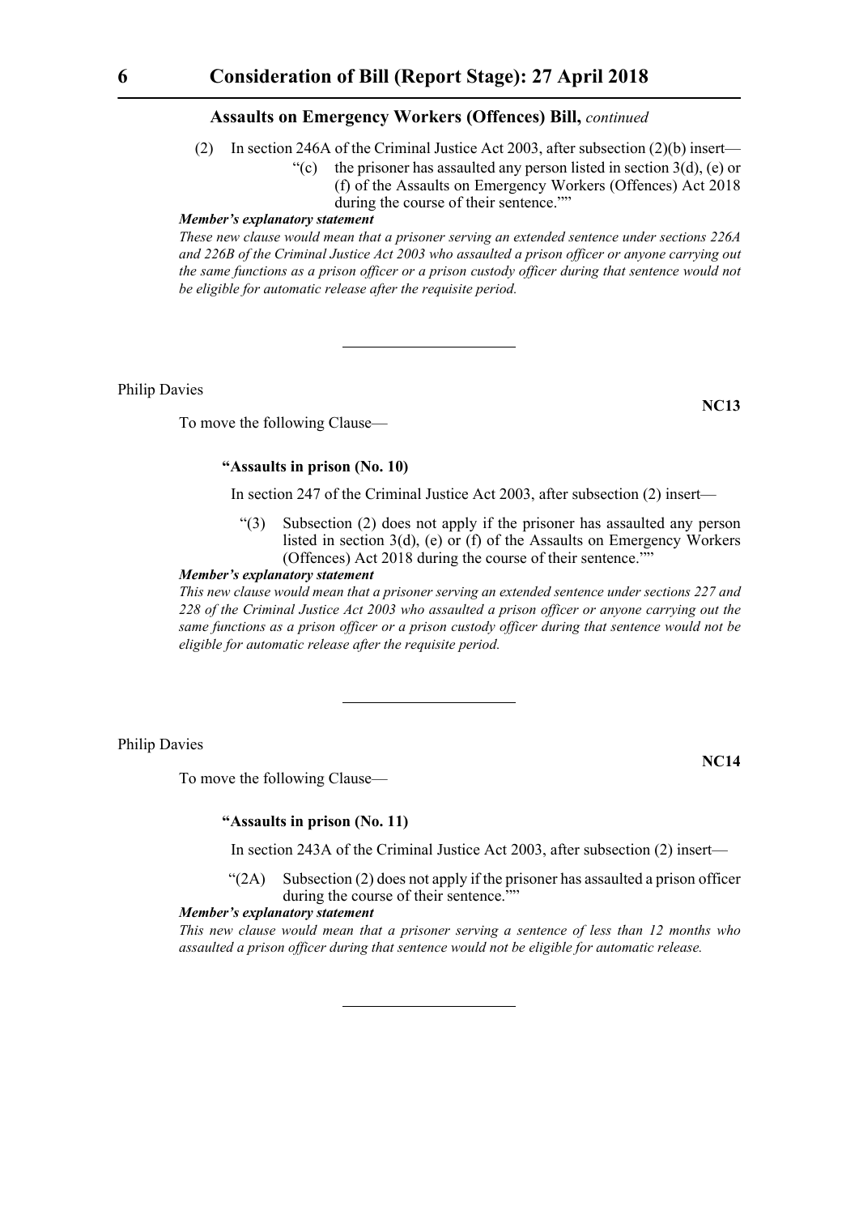(2) In section 246A of the Criminal Justice Act 2003, after subsection (2)(b) insert—

"(c) the prisoner has assaulted any person listed in section 3(d), (e) or (f) of the Assaults on Emergency Workers (Offences) Act 2018 during the course of their sentence.""

***Member's explanatory statement***

*These new clause would mean that a prisoner serving an extended sentence under sections 226A and 226B of the Criminal Justice Act 2003 who assaulted a prison officer or anyone carrying out the same functions as a prison officer or a prison custody officer during that sentence would not be eligible for automatic release after the requisite period.*

---

Philip Davies

**NC13**

To move the following Clause—

**"Assaults in prison (No. 10)**

In section 247 of the Criminal Justice Act 2003, after subsection (2) insert—

"(3) Subsection (2) does not apply if the prisoner has assaulted any person listed in section 3(d), (e) or (f) of the Assaults on Emergency Workers (Offences) Act 2018 during the course of their sentence.""

***Member's explanatory statement***

*This new clause would mean that a prisoner serving an extended sentence under sections 227 and 228 of the Criminal Justice Act 2003 who assaulted a prison officer or anyone carrying out the same functions as a prison officer or a prison custody officer during that sentence would not be eligible for automatic release after the requisite period.*

---

Philip Davies

**NC14**

To move the following Clause—

**"Assaults in prison (No. 11)**

In section 243A of the Criminal Justice Act 2003, after subsection (2) insert—

"(2A) Subsection (2) does not apply if the prisoner has assaulted a prison officer during the course of their sentence.""

***Member's explanatory statement***

*This new clause would mean that a prisoner serving a sentence of less than 12 months who assaulted a prison officer during that sentence would not be eligible for automatic release.*

---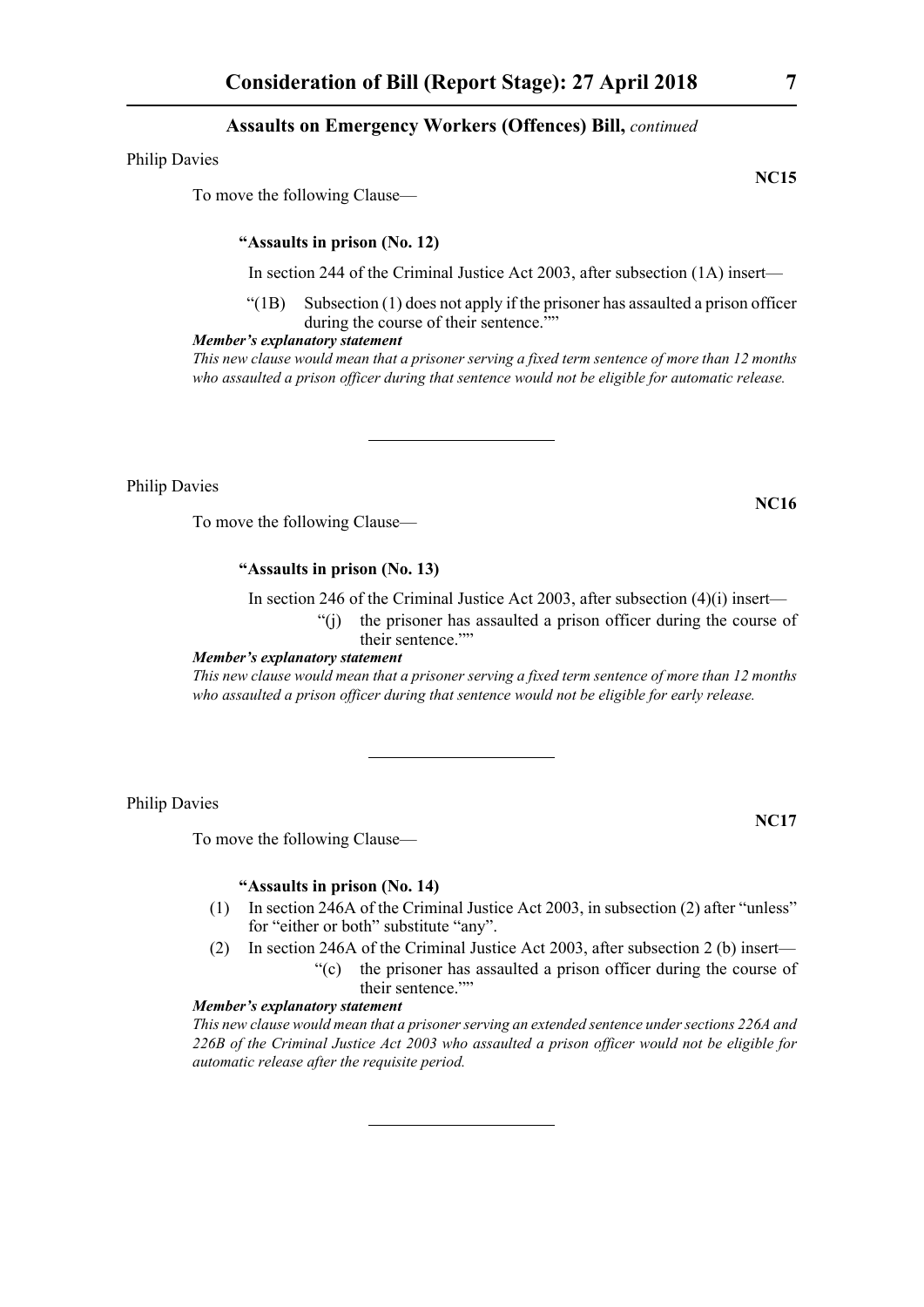Philip Davies

**NC15**

To move the following Clause—

**"Assaults in prison (No. 12)**

In section 244 of the Criminal Justice Act 2003, after subsection (1A) insert—

"(1B) Subsection (1) does not apply if the prisoner has assaulted a prison officer during the course of their sentence.""

***Member's explanatory statement***

*This new clause would mean that a prisoner serving a fixed term sentence of more than 12 months who assaulted a prison officer during that sentence would not be eligible for automatic release.*

---

Philip Davies

**NC16**

To move the following Clause—

**"Assaults in prison (No. 13)**

In section 246 of the Criminal Justice Act 2003, after subsection (4)(i) insert—

"(j) the prisoner has assaulted a prison officer during the course of their sentence.""

***Member's explanatory statement***

*This new clause would mean that a prisoner serving a fixed term sentence of more than 12 months who assaulted a prison officer during that sentence would not be eligible for early release.*

---

Philip Davies

**NC17**

To move the following Clause—

**"Assaults in prison (No. 14)**

(1) In section 246A of the Criminal Justice Act 2003, in subsection (2) after "unless" for "either or both" substitute "any".

(2) In section 246A of the Criminal Justice Act 2003, after subsection 2 (b) insert—

"(c) the prisoner has assaulted a prison officer during the course of their sentence.""

***Member's explanatory statement***

*This new clause would mean that a prisoner serving an extended sentence under sections 226A and 226B of the Criminal Justice Act 2003 who assaulted a prison officer would not be eligible for automatic release after the requisite period.*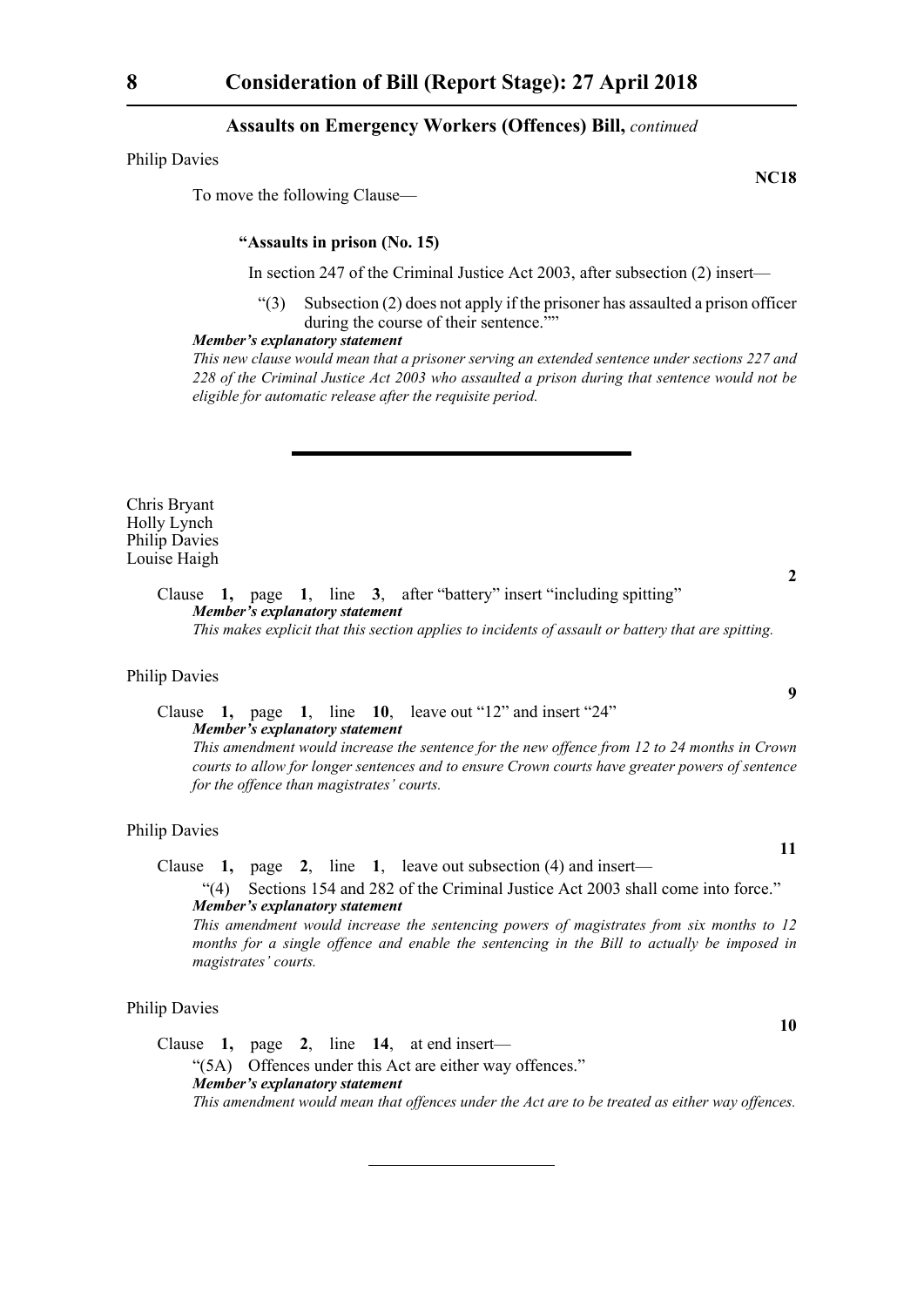Philip Davies

**NC18**

To move the following Clause—

**"Assaults in prison (No. 15)**

In section 247 of the Criminal Justice Act 2003, after subsection (2) insert—

"(3) Subsection (2) does not apply if the prisoner has assaulted a prison officer during the course of their sentence.""

***Member's explanatory statement***

*This new clause would mean that a prisoner serving an extended sentence under sections 227 and 228 of the Criminal Justice Act 2003 who assaulted a prison during that sentence would not be eligible for automatic release after the requisite period.*

---

Chris Bryant
Holly Lynch
Philip Davies
Louise Haigh

**2**

Clause **1,** page **1**, line **3**, after "battery" insert "including spitting"

***Member's explanatory statement***

*This makes explicit that this section applies to incidents of assault or battery that are spitting.*

Philip Davies

**9**

Clause **1,** page **1**, line **10**, leave out "12" and insert "24"

***Member's explanatory statement***

*This amendment would increase the sentence for the new offence from 12 to 24 months in Crown courts to allow for longer sentences and to ensure Crown courts have greater powers of sentence for the offence than magistrates' courts.*

Philip Davies

**11**

Clause **1,** page **2**, line **1**, leave out subsection (4) and insert—

"(4) Sections 154 and 282 of the Criminal Justice Act 2003 shall come into force."

***Member's explanatory statement***

*This amendment would increase the sentencing powers of magistrates from six months to 12 months for a single offence and enable the sentencing in the Bill to actually be imposed in magistrates' courts.*

Philip Davies

**10**

Clause **1,** page **2**, line **14**, at end insert—

"(5A) Offences under this Act are either way offences."

***Member's explanatory statement***

*This amendment would mean that offences under the Act are to be treated as either way offences.*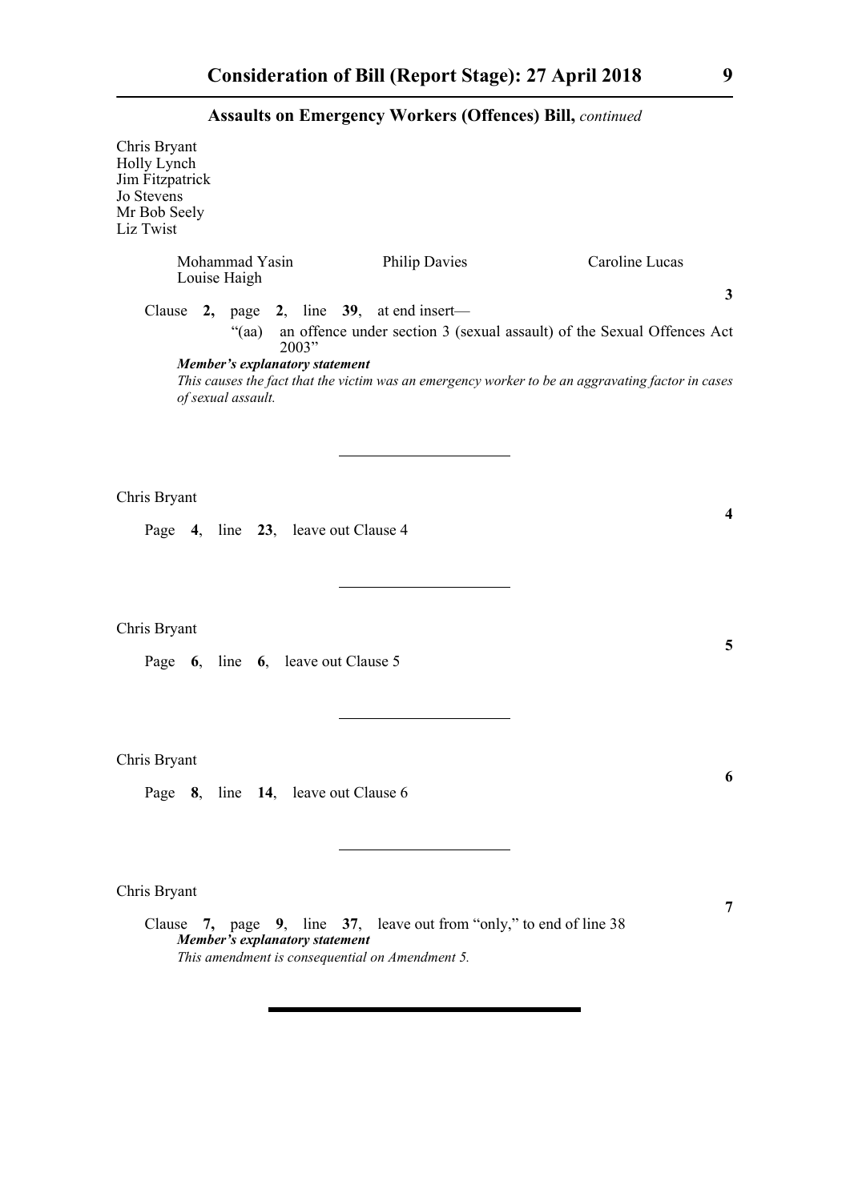Chris Bryant
Holly Lynch
Jim Fitzpatrick
Jo Stevens
Mr Bob Seely
Liz Twist

Mohammad Yasin | Philip Davies | Caroline Lucas
Louise Haigh

**3**

Clause **2,** page **2**, line **39**, at end insert—

"(aa) an offence under section 3 (sexual assault) of the Sexual Offences Act 2003"

***Member's explanatory statement***

*This causes the fact that the victim was an emergency worker to be an aggravating factor in cases of sexual assault.*

---

Chris Bryant

**4**

Page **4**, line **23**, leave out Clause 4

---

Chris Bryant

**5**

Page **6**, line **6**, leave out Clause 5

---

Chris Bryant

**6**

Page **8**, line **14**, leave out Clause 6

---

Chris Bryant

**7**

Clause **7,** page **9**, line **37**, leave out from "only," to end of line 38

***Member's explanatory statement***

*This amendment is consequential on Amendment 5.*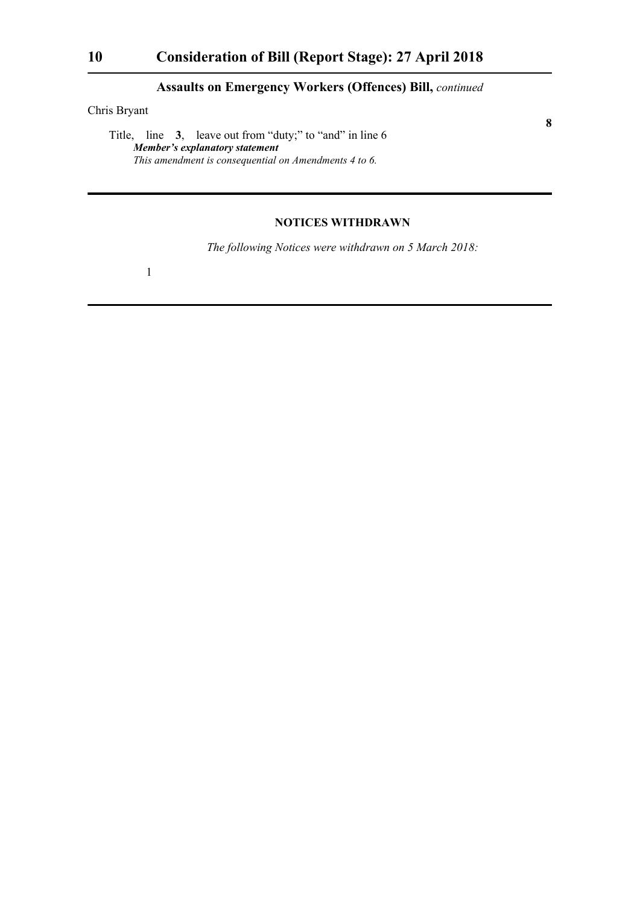**Assaults on Emergency Workers (Offences) Bill,** *continued*

Chris Bryant

**8**

Title, line **3**, leave out from "duty;" to "and" in line 6

***Member's explanatory statement***

*This amendment is consequential on Amendments 4 to 6.*

---

#### NOTICES WITHDRAWN

*The following Notices were withdrawn on 5 March 2018:*

1